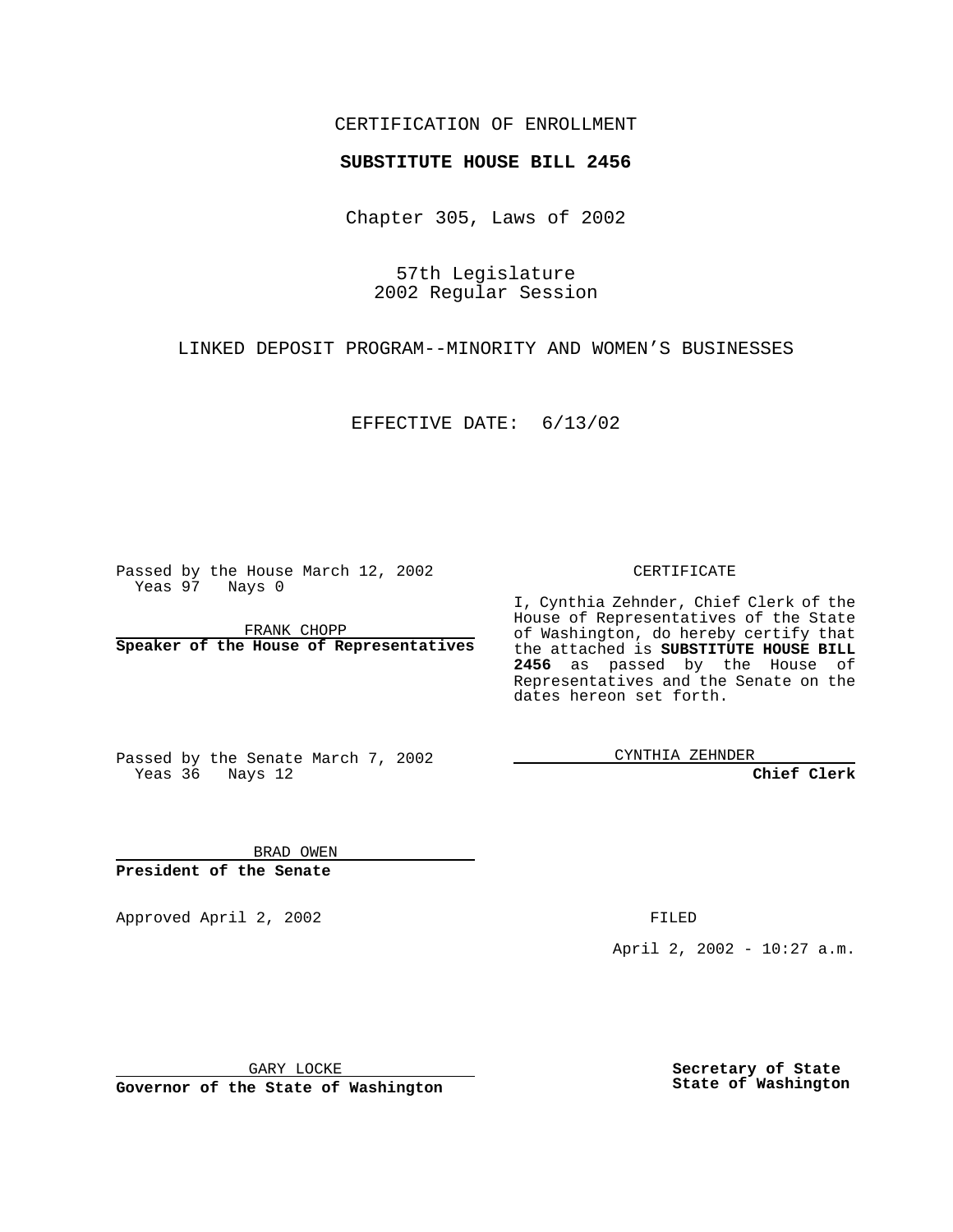CERTIFICATION OF ENROLLMENT

**SUBSTITUTE HOUSE BILL 2456**

Chapter 305, Laws of 2002

57th Legislature
2002 Regular Session

LINKED DEPOSIT PROGRAM--MINORITY AND WOMEN'S BUSINESSES

EFFECTIVE DATE: 6/13/02

Passed by the House March 12, 2002
Yeas 97 Nays 0

FRANK CHOPP

**Speaker of the House of Representatives**

Passed by the Senate March 7, 2002
Yeas 36 Nays 12

BRAD OWEN

**President of the Senate**

CERTIFICATE

I, Cynthia Zehnder, Chief Clerk of the House of Representatives of the State of Washington, do hereby certify that the attached is **SUBSTITUTE HOUSE BILL 2456** as passed by the House of Representatives and the Senate on the dates hereon set forth.

CYNTHIA ZEHNDER

**Chief Clerk**

Approved April 2, 2002

FILED

April 2, 2002 - 10:27 a.m.

GARY LOCKE

**Governor of the State of Washington**

**Secretary of State**
**State of Washington**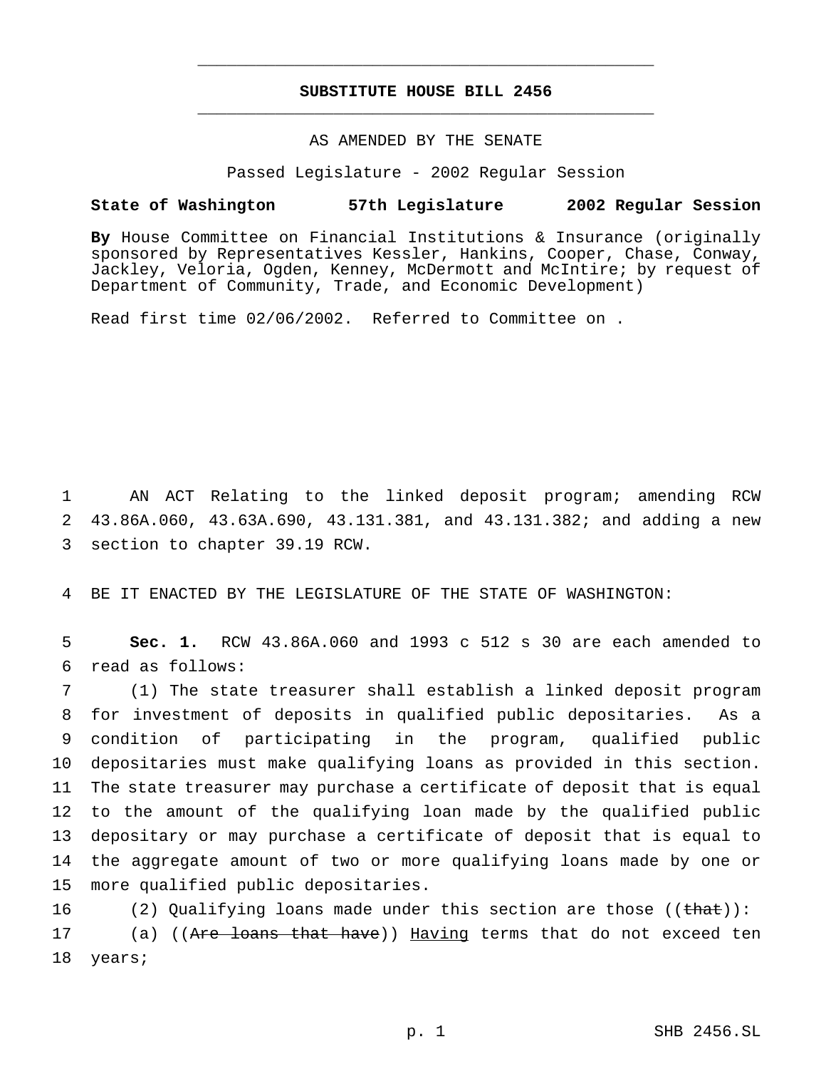# SUBSTITUTE HOUSE BILL 2456

AS AMENDED BY THE SENATE

Passed Legislature - 2002 Regular Session

**State of Washington 57th Legislature 2002 Regular Session**

**By** House Committee on Financial Institutions & Insurance (originally sponsored by Representatives Kessler, Hankins, Cooper, Chase, Conway, Jackley, Veloria, Ogden, Kenney, McDermott and McIntire; by request of Department of Community, Trade, and Economic Development)

Read first time 02/06/2002. Referred to Committee on .

1 AN ACT Relating to the linked deposit program; amending RCW
2 43.86A.060, 43.63A.690, 43.131.381, and 43.131.382; and adding a new
3 section to chapter 39.19 RCW.

4 BE IT ENACTED BY THE LEGISLATURE OF THE STATE OF WASHINGTON:

5 **Sec. 1.** RCW 43.86A.060 and 1993 c 512 s 30 are each amended to
6 read as follows:

7 (1) The state treasurer shall establish a linked deposit program
8 for investment of deposits in qualified public depositaries. As a
9 condition of participating in the program, qualified public
10 depositaries must make qualifying loans as provided in this section.
11 The state treasurer may purchase a certificate of deposit that is equal
12 to the amount of the qualifying loan made by the qualified public
13 depositary or may purchase a certificate of deposit that is equal to
14 the aggregate amount of two or more qualifying loans made by one or
15 more qualified public depositaries.

16 (2) Qualifying loans made under this section are those ((~~that~~)):

17 (a) ((~~Are loans that have~~)) <u>Having</u> terms that do not exceed ten
18 years;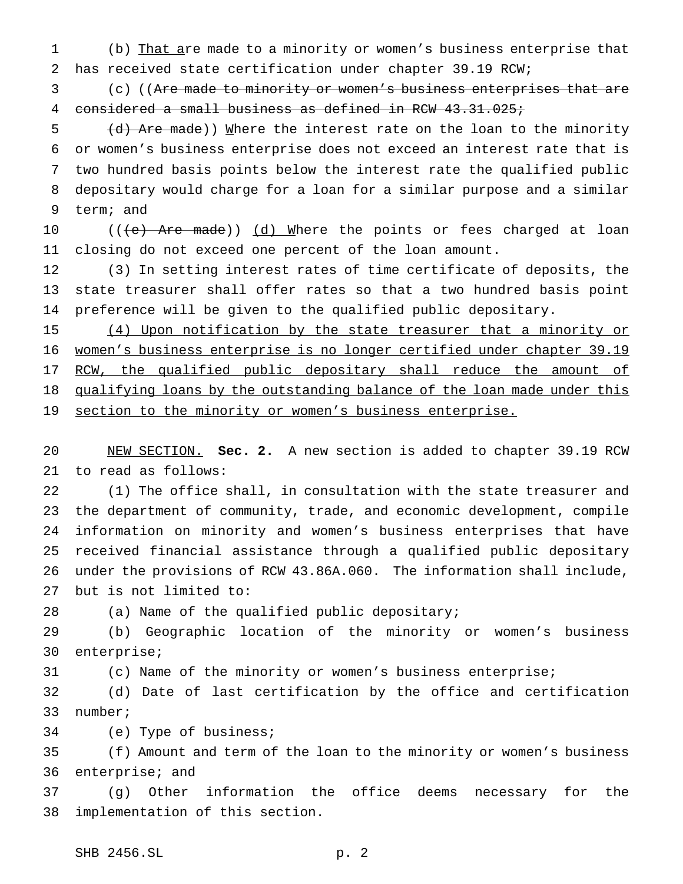(b) That are made to a minority or women's business enterprise that has received state certification under chapter 39.19 RCW;

(c) ((~~Are made to minority or women's business enterprises that are considered a small business as defined in RCW 43.31.025;~~

~~(d) Are made~~)) Where the interest rate on the loan to the minority or women's business enterprise does not exceed an interest rate that is two hundred basis points below the interest rate the qualified public depositary would charge for a loan for a similar purpose and a similar term; and

((~~(e) Are made~~)) (d) Where the points or fees charged at loan closing do not exceed one percent of the loan amount.

(3) In setting interest rates of time certificate of deposits, the state treasurer shall offer rates so that a two hundred basis point preference will be given to the qualified public depositary.

(4) Upon notification by the state treasurer that a minority or women's business enterprise is no longer certified under chapter 39.19 RCW, the qualified public depositary shall reduce the amount of qualifying loans by the outstanding balance of the loan made under this section to the minority or women's business enterprise.

NEW SECTION. **Sec. 2.** A new section is added to chapter 39.19 RCW to read as follows:

(1) The office shall, in consultation with the state treasurer and the department of community, trade, and economic development, compile information on minority and women's business enterprises that have received financial assistance through a qualified public depositary under the provisions of RCW 43.86A.060. The information shall include, but is not limited to:

(a) Name of the qualified public depositary;

(b) Geographic location of the minority or women's business enterprise;

(c) Name of the minority or women's business enterprise;

(d) Date of last certification by the office and certification number;

(e) Type of business;

(f) Amount and term of the loan to the minority or women's business enterprise; and

(g) Other information the office deems necessary for the implementation of this section.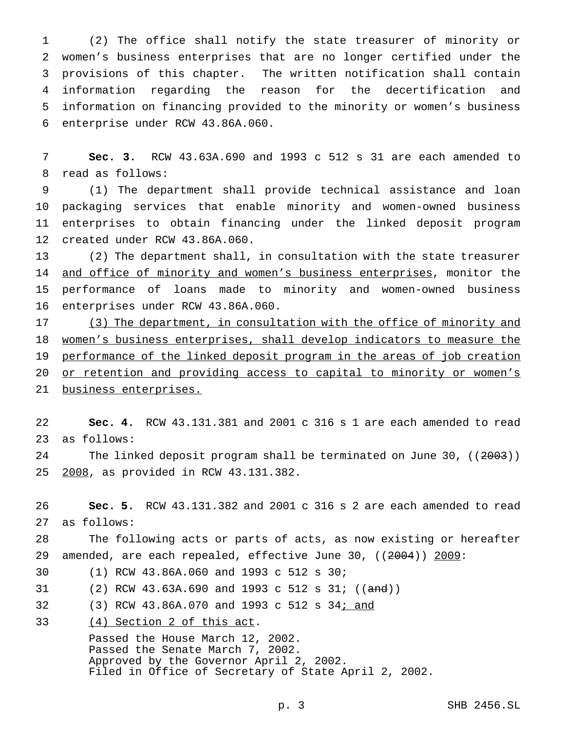(2) The office shall notify the state treasurer of minority or women's business enterprises that are no longer certified under the provisions of this chapter. The written notification shall contain information regarding the reason for the decertification and information on financing provided to the minority or women's business enterprise under RCW 43.86A.060.

**Sec. 3.** RCW 43.63A.690 and 1993 c 512 s 31 are each amended to read as follows:

(1) The department shall provide technical assistance and loan packaging services that enable minority and women-owned business enterprises to obtain financing under the linked deposit program created under RCW 43.86A.060.

(2) The department shall, in consultation with the state treasurer <u>and office of minority and women's business enterprises</u>, monitor the performance of loans made to minority and women-owned business enterprises under RCW 43.86A.060.

<u>(3) The department, in consultation with the office of minority and women's business enterprises, shall develop indicators to measure the performance of the linked deposit program in the areas of job creation or retention and providing access to capital to minority or women's business enterprises.</u>

**Sec. 4.** RCW 43.131.381 and 2001 c 316 s 1 are each amended to read as follows:

The linked deposit program shall be terminated on June 30, ((~~2003~~)) <u>2008</u>, as provided in RCW 43.131.382.

**Sec. 5.** RCW 43.131.382 and 2001 c 316 s 2 are each amended to read as follows:

The following acts or parts of acts, as now existing or hereafter amended, are each repealed, effective June 30, ((~~2004~~)) <u>2009</u>:

(1) RCW 43.86A.060 and 1993 c 512 s 30;

(2) RCW 43.63A.690 and 1993 c 512 s 31; ((~~and~~))

(3) RCW 43.86A.070 and 1993 c 512 s 34<u>; and</u>

<u>(4) Section 2 of this act</u>.

Passed the House March 12, 2002.
Passed the Senate March 7, 2002.
Approved by the Governor April 2, 2002.
Filed in Office of Secretary of State April 2, 2002.